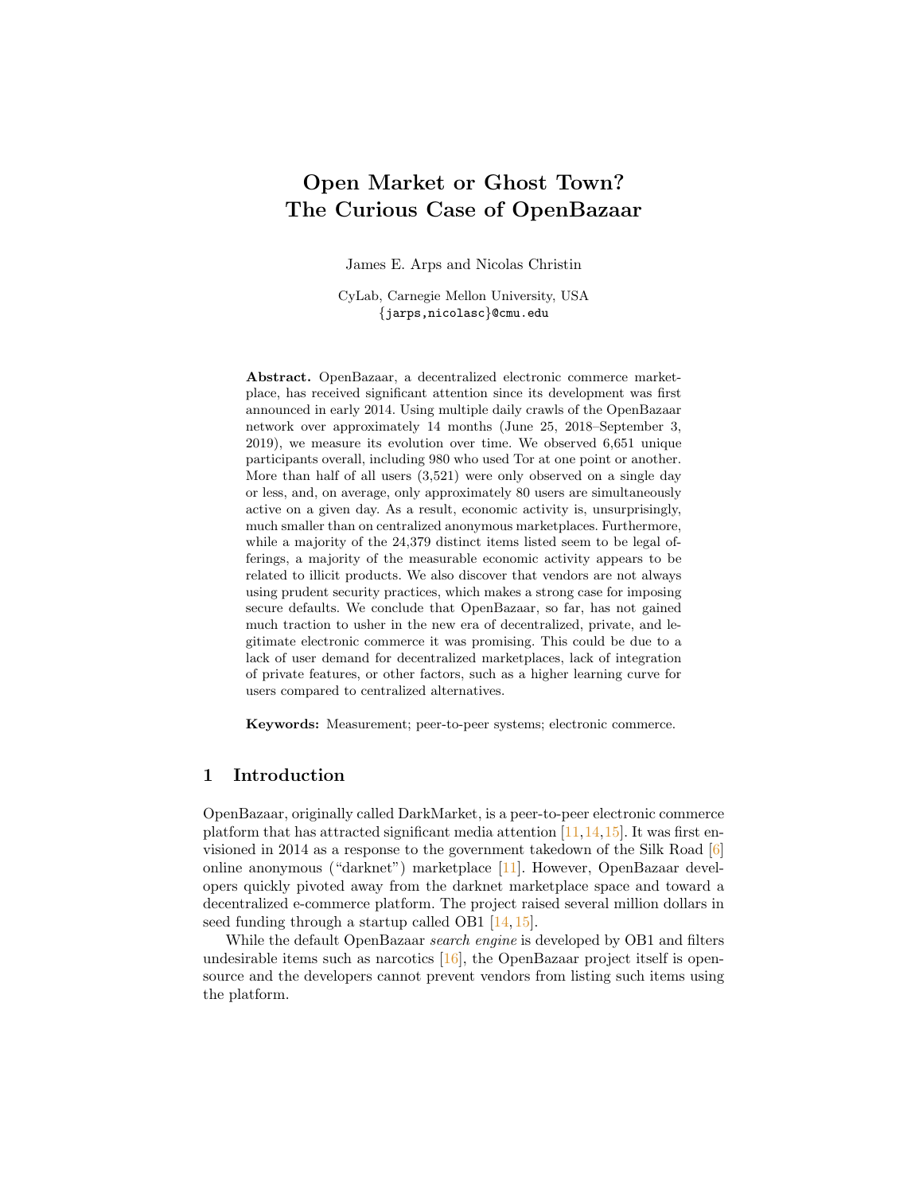# Open Market or Ghost Town? The Curious Case of OpenBazaar

James E. Arps and Nicolas Christin

CyLab, Carnegie Mellon University, USA
{jarps,nicolasc}@cmu.edu

**Abstract.** OpenBazaar, a decentralized electronic commerce marketplace, has received significant attention since its development was first announced in early 2014. Using multiple daily crawls of the OpenBazaar network over approximately 14 months (June 25, 2018–September 3, 2019), we measure its evolution over time. We observed 6,651 unique participants overall, including 980 who used Tor at one point or another. More than half of all users (3,521) were only observed on a single day or less, and, on average, only approximately 80 users are simultaneously active on a given day. As a result, economic activity is, unsurprisingly, much smaller than on centralized anonymous marketplaces. Furthermore, while a majority of the 24,379 distinct items listed seem to be legal offerings, a majority of the measurable economic activity appears to be related to illicit products. We also discover that vendors are not always using prudent security practices, which makes a strong case for imposing secure defaults. We conclude that OpenBazaar, so far, has not gained much traction to usher in the new era of decentralized, private, and legitimate electronic commerce it was promising. This could be due to a lack of user demand for decentralized marketplaces, lack of integration of private features, or other factors, such as a higher learning curve for users compared to centralized alternatives.

**Keywords:** Measurement; peer-to-peer systems; electronic commerce.

## 1 Introduction

OpenBazaar, originally called DarkMarket, is a peer-to-peer electronic commerce platform that has attracted significant media attention [11,14,15]. It was first envisioned in 2014 as a response to the government takedown of the Silk Road [6] online anonymous ("darknet") marketplace [11]. However, OpenBazaar developers quickly pivoted away from the darknet marketplace space and toward a decentralized e-commerce platform. The project raised several million dollars in seed funding through a startup called OB1 [14,15].

While the default OpenBazaar *search engine* is developed by OB1 and filters undesirable items such as narcotics [16], the OpenBazaar project itself is open-source and the developers cannot prevent vendors from listing such items using the platform.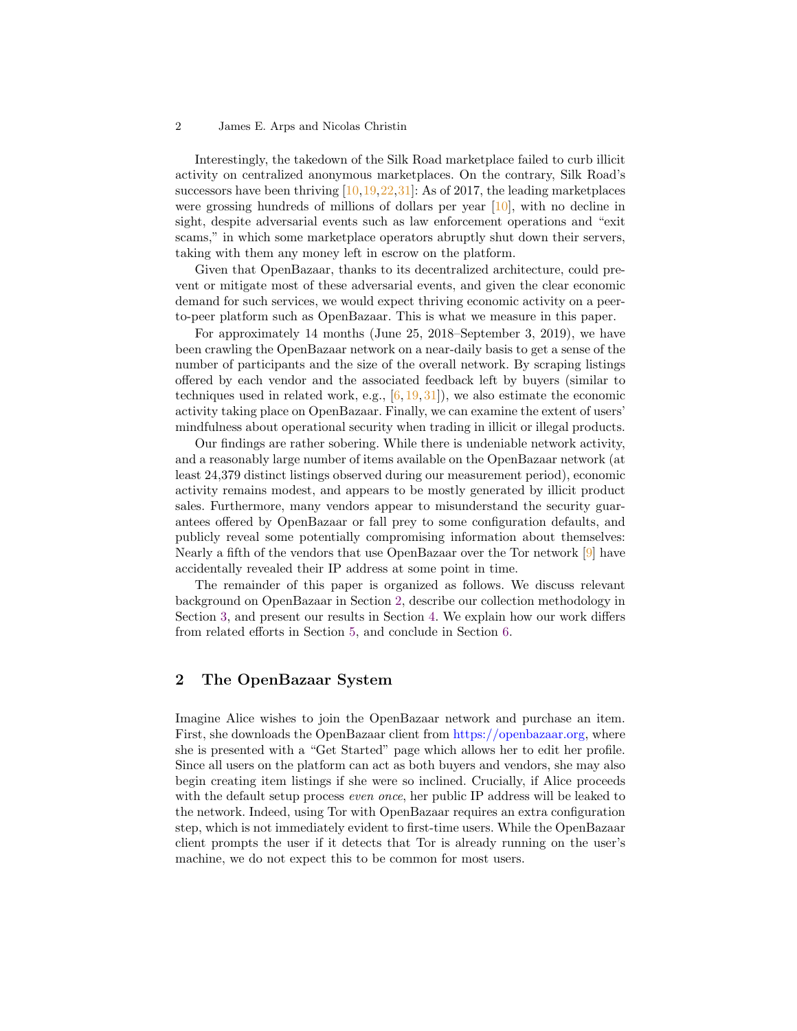Interestingly, the takedown of the Silk Road marketplace failed to curb illicit activity on centralized anonymous marketplaces. On the contrary, Silk Road's successors have been thriving [10,19,22,31]: As of 2017, the leading marketplaces were grossing hundreds of millions of dollars per year [10], with no decline in sight, despite adversarial events such as law enforcement operations and "exit scams," in which some marketplace operators abruptly shut down their servers, taking with them any money left in escrow on the platform.

Given that OpenBazaar, thanks to its decentralized architecture, could prevent or mitigate most of these adversarial events, and given the clear economic demand for such services, we would expect thriving economic activity on a peer-to-peer platform such as OpenBazaar. This is what we measure in this paper.

For approximately 14 months (June 25, 2018–September 3, 2019), we have been crawling the OpenBazaar network on a near-daily basis to get a sense of the number of participants and the size of the overall network. By scraping listings offered by each vendor and the associated feedback left by buyers (similar to techniques used in related work, e.g., [6,19,31]), we also estimate the economic activity taking place on OpenBazaar. Finally, we can examine the extent of users' mindfulness about operational security when trading in illicit or illegal products.

Our findings are rather sobering. While there is undeniable network activity, and a reasonably large number of items available on the OpenBazaar network (at least 24,379 distinct listings observed during our measurement period), economic activity remains modest, and appears to be mostly generated by illicit product sales. Furthermore, many vendors appear to misunderstand the security guarantees offered by OpenBazaar or fall prey to some configuration defaults, and publicly reveal some potentially compromising information about themselves: Nearly a fifth of the vendors that use OpenBazaar over the Tor network [9] have accidentally revealed their IP address at some point in time.

The remainder of this paper is organized as follows. We discuss relevant background on OpenBazaar in Section 2, describe our collection methodology in Section 3, and present our results in Section 4. We explain how our work differs from related efforts in Section 5, and conclude in Section 6.

## 2 The OpenBazaar System

Imagine Alice wishes to join the OpenBazaar network and purchase an item. First, she downloads the OpenBazaar client from https://openbazaar.org, where she is presented with a "Get Started" page which allows her to edit her profile. Since all users on the platform can act as both buyers and vendors, she may also begin creating item listings if she were so inclined. Crucially, if Alice proceeds with the default setup process *even once*, her public IP address will be leaked to the network. Indeed, using Tor with OpenBazaar requires an extra configuration step, which is not immediately evident to first-time users. While the OpenBazaar client prompts the user if it detects that Tor is already running on the user's machine, we do not expect this to be common for most users.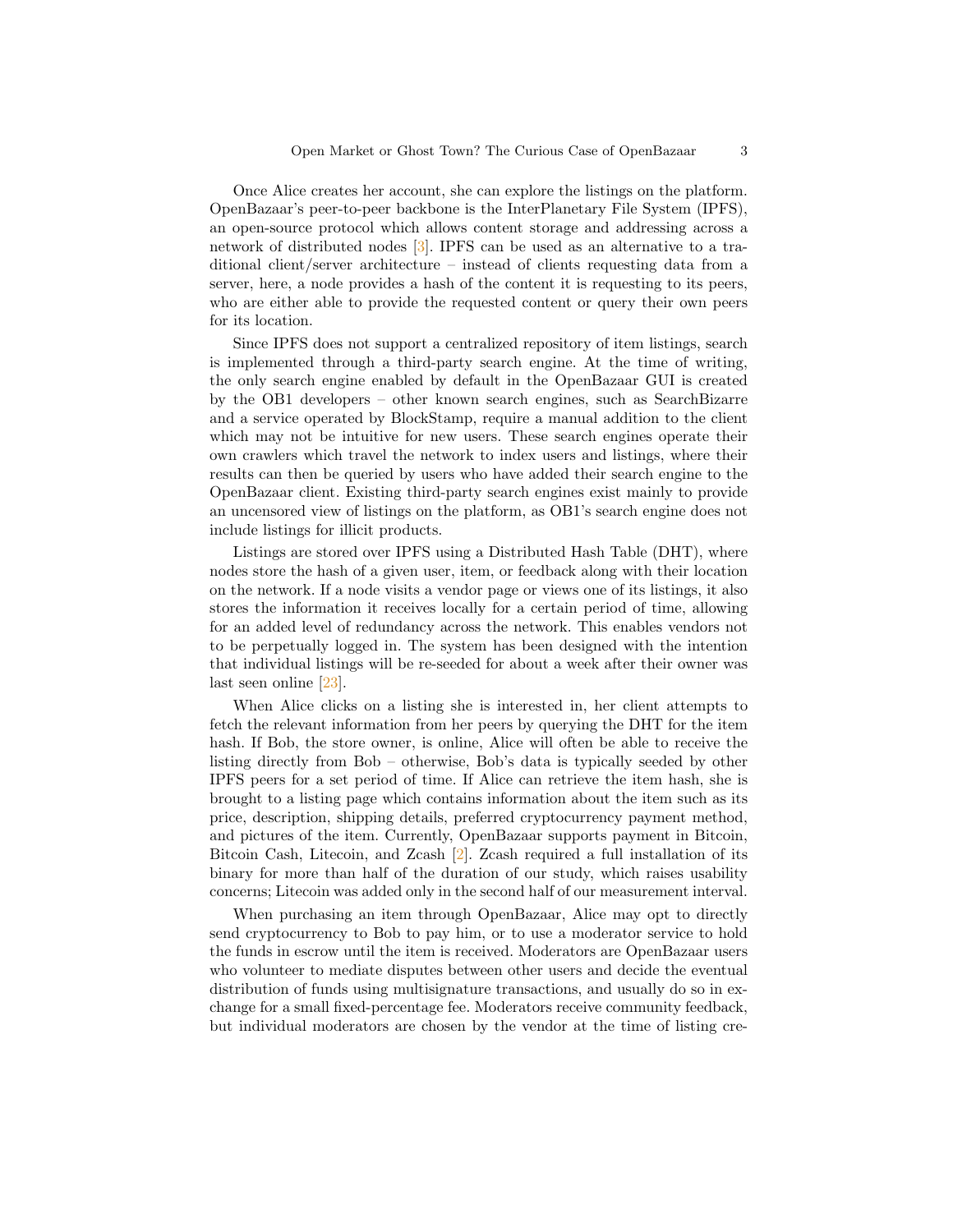Once Alice creates her account, she can explore the listings on the platform. OpenBazaar's peer-to-peer backbone is the InterPlanetary File System (IPFS), an open-source protocol which allows content storage and addressing across a network of distributed nodes [3]. IPFS can be used as an alternative to a traditional client/server architecture – instead of clients requesting data from a server, here, a node provides a hash of the content it is requesting to its peers, who are either able to provide the requested content or query their own peers for its location.

Since IPFS does not support a centralized repository of item listings, search is implemented through a third-party search engine. At the time of writing, the only search engine enabled by default in the OpenBazaar GUI is created by the OB1 developers – other known search engines, such as SearchBizarre and a service operated by BlockStamp, require a manual addition to the client which may not be intuitive for new users. These search engines operate their own crawlers which travel the network to index users and listings, where their results can then be queried by users who have added their search engine to the OpenBazaar client. Existing third-party search engines exist mainly to provide an uncensored view of listings on the platform, as OB1's search engine does not include listings for illicit products.

Listings are stored over IPFS using a Distributed Hash Table (DHT), where nodes store the hash of a given user, item, or feedback along with their location on the network. If a node visits a vendor page or views one of its listings, it also stores the information it receives locally for a certain period of time, allowing for an added level of redundancy across the network. This enables vendors not to be perpetually logged in. The system has been designed with the intention that individual listings will be re-seeded for about a week after their owner was last seen online [23].

When Alice clicks on a listing she is interested in, her client attempts to fetch the relevant information from her peers by querying the DHT for the item hash. If Bob, the store owner, is online, Alice will often be able to receive the listing directly from Bob – otherwise, Bob's data is typically seeded by other IPFS peers for a set period of time. If Alice can retrieve the item hash, she is brought to a listing page which contains information about the item such as its price, description, shipping details, preferred cryptocurrency payment method, and pictures of the item. Currently, OpenBazaar supports payment in Bitcoin, Bitcoin Cash, Litecoin, and Zcash [2]. Zcash required a full installation of its binary for more than half of the duration of our study, which raises usability concerns; Litecoin was added only in the second half of our measurement interval.

When purchasing an item through OpenBazaar, Alice may opt to directly send cryptocurrency to Bob to pay him, or to use a moderator service to hold the funds in escrow until the item is received. Moderators are OpenBazaar users who volunteer to mediate disputes between other users and decide the eventual distribution of funds using multisignature transactions, and usually do so in exchange for a small fixed-percentage fee. Moderators receive community feedback, but individual moderators are chosen by the vendor at the time of listing cre-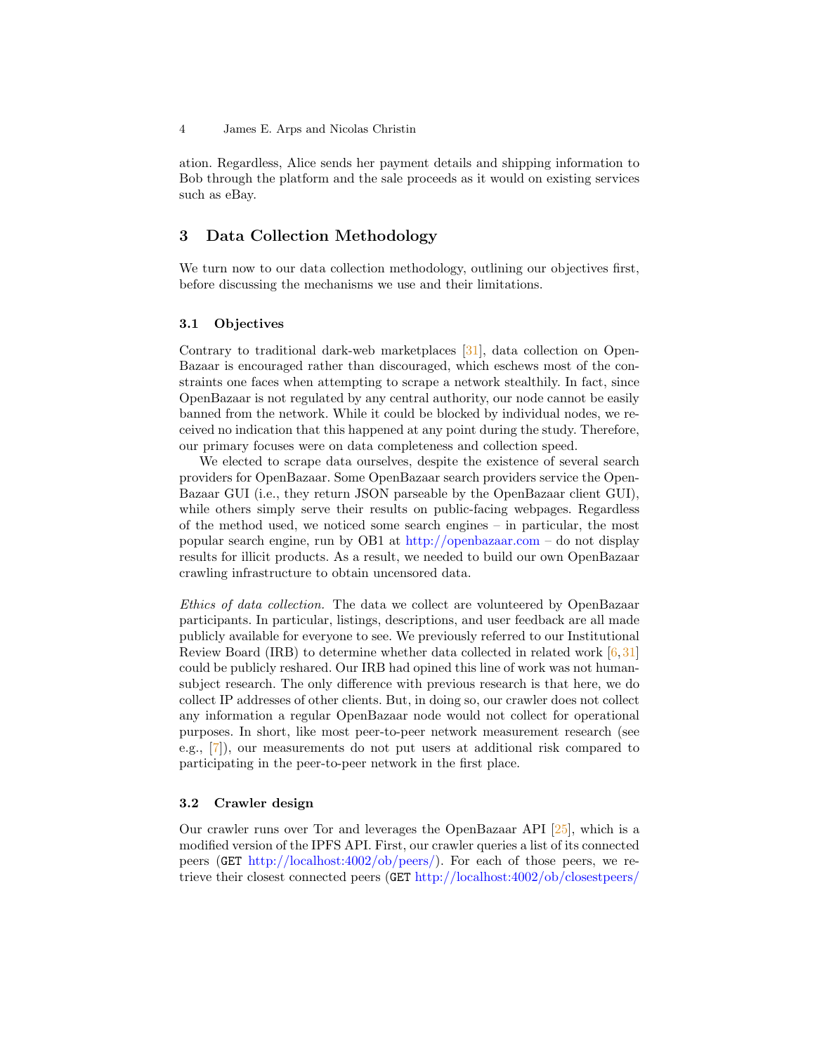ation. Regardless, Alice sends her payment details and shipping information to Bob through the platform and the sale proceeds as it would on existing services such as eBay.

## 3 Data Collection Methodology

We turn now to our data collection methodology, outlining our objectives first, before discussing the mechanisms we use and their limitations.

### 3.1 Objectives

Contrary to traditional dark-web marketplaces [31], data collection on OpenBazaar is encouraged rather than discouraged, which eschews most of the constraints one faces when attempting to scrape a network stealthily. In fact, since OpenBazaar is not regulated by any central authority, our node cannot be easily banned from the network. While it could be blocked by individual nodes, we received no indication that this happened at any point during the study. Therefore, our primary focuses were on data completeness and collection speed.

We elected to scrape data ourselves, despite the existence of several search providers for OpenBazaar. Some OpenBazaar search providers service the OpenBazaar GUI (i.e., they return JSON parseable by the OpenBazaar client GUI), while others simply serve their results on public-facing webpages. Regardless of the method used, we noticed some search engines – in particular, the most popular search engine, run by OB1 at http://openbazaar.com – do not display results for illicit products. As a result, we needed to build our own OpenBazaar crawling infrastructure to obtain uncensored data.

*Ethics of data collection.* The data we collect are volunteered by OpenBazaar participants. In particular, listings, descriptions, and user feedback are all made publicly available for everyone to see. We previously referred to our Institutional Review Board (IRB) to determine whether data collected in related work [6, 31] could be publicly reshared. Our IRB had opined this line of work was not human-subject research. The only difference with previous research is that here, we do collect IP addresses of other clients. But, in doing so, our crawler does not collect any information a regular OpenBazaar node would not collect for operational purposes. In short, like most peer-to-peer network measurement research (see e.g., [7]), our measurements do not put users at additional risk compared to participating in the peer-to-peer network in the first place.

### 3.2 Crawler design

Our crawler runs over Tor and leverages the OpenBazaar API [25], which is a modified version of the IPFS API. First, our crawler queries a list of its connected peers (`GET` http://localhost:4002/ob/peers/). For each of those peers, we retrieve their closest connected peers (`GET` http://localhost:4002/ob/closestpeers/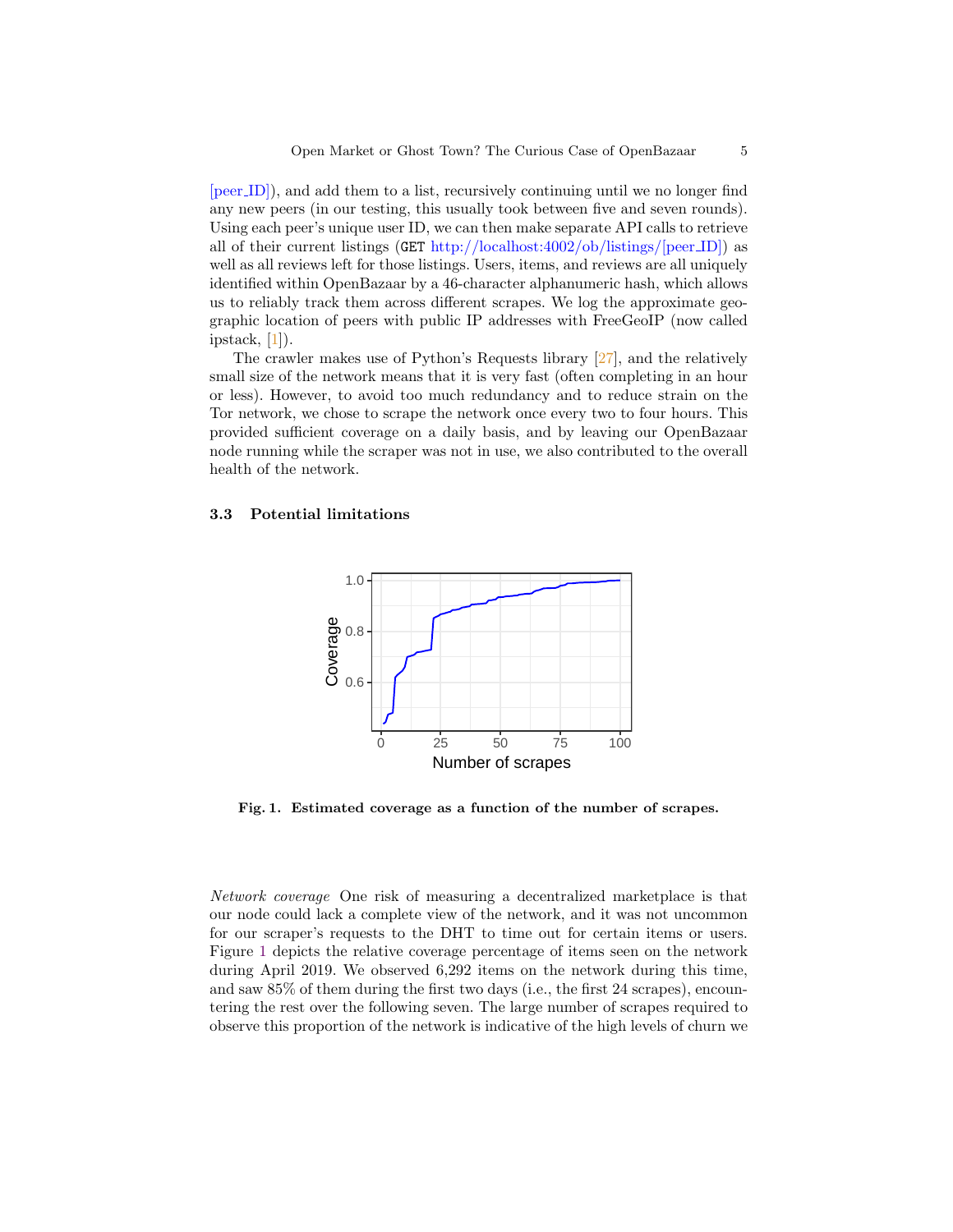[peer_ID]), and add them to a list, recursively continuing until we no longer find any new peers (in our testing, this usually took between five and seven rounds). Using each peer's unique user ID, we can then make separate API calls to retrieve all of their current listings (GET http://localhost:4002/ob/listings/[peer_ID]) as well as all reviews left for those listings. Users, items, and reviews are all uniquely identified within OpenBazaar by a 46-character alphanumeric hash, which allows us to reliably track them across different scrapes. We log the approximate geographic location of peers with public IP addresses with FreeGeoIP (now called ipstack, [1]).

The crawler makes use of Python's Requests library [27], and the relatively small size of the network means that it is very fast (often completing in an hour or less). However, to avoid too much redundancy and to reduce strain on the Tor network, we chose to scrape the network once every two to four hours. This provided sufficient coverage on a daily basis, and by leaving our OpenBazaar node running while the scraper was not in use, we also contributed to the overall health of the network.

### 3.3 Potential limitations

**Fig. 1. Estimated coverage as a function of the number of scrapes.**

*Network coverage* One risk of measuring a decentralized marketplace is that our node could lack a complete view of the network, and it was not uncommon for our scraper's requests to the DHT to time out for certain items or users. Figure 1 depicts the relative coverage percentage of items seen on the network during April 2019. We observed 6,292 items on the network during this time, and saw 85% of them during the first two days (i.e., the first 24 scrapes), encountering the rest over the following seven. The large number of scrapes required to observe this proportion of the network is indicative of the high levels of churn we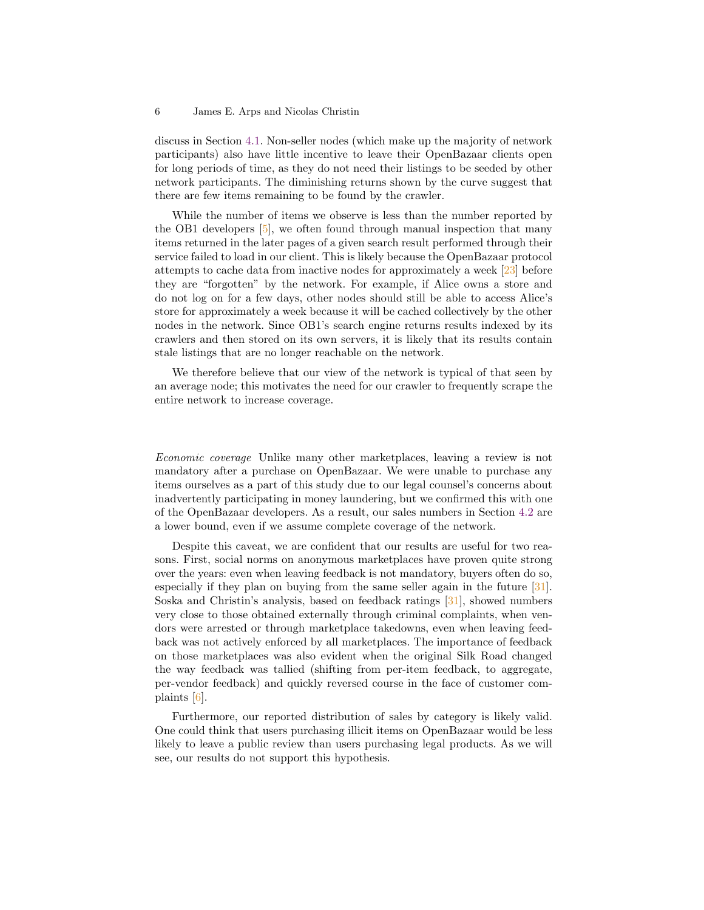discuss in Section 4.1. Non-seller nodes (which make up the majority of network participants) also have little incentive to leave their OpenBazaar clients open for long periods of time, as they do not need their listings to be seeded by other network participants. The diminishing returns shown by the curve suggest that there are few items remaining to be found by the crawler.

While the number of items we observe is less than the number reported by the OB1 developers [5], we often found through manual inspection that many items returned in the later pages of a given search result performed through their service failed to load in our client. This is likely because the OpenBazaar protocol attempts to cache data from inactive nodes for approximately a week [23] before they are "forgotten" by the network. For example, if Alice owns a store and do not log on for a few days, other nodes should still be able to access Alice's store for approximately a week because it will be cached collectively by the other nodes in the network. Since OB1's search engine returns results indexed by its crawlers and then stored on its own servers, it is likely that its results contain stale listings that are no longer reachable on the network.

We therefore believe that our view of the network is typical of that seen by an average node; this motivates the need for our crawler to frequently scrape the entire network to increase coverage.

*Economic coverage* Unlike many other marketplaces, leaving a review is not mandatory after a purchase on OpenBazaar. We were unable to purchase any items ourselves as a part of this study due to our legal counsel's concerns about inadvertently participating in money laundering, but we confirmed this with one of the OpenBazaar developers. As a result, our sales numbers in Section 4.2 are a lower bound, even if we assume complete coverage of the network.

Despite this caveat, we are confident that our results are useful for two reasons. First, social norms on anonymous marketplaces have proven quite strong over the years: even when leaving feedback is not mandatory, buyers often do so, especially if they plan on buying from the same seller again in the future [31]. Soska and Christin's analysis, based on feedback ratings [31], showed numbers very close to those obtained externally through criminal complaints, when vendors were arrested or through marketplace takedowns, even when leaving feedback was not actively enforced by all marketplaces. The importance of feedback on those marketplaces was also evident when the original Silk Road changed the way feedback was tallied (shifting from per-item feedback, to aggregate, per-vendor feedback) and quickly reversed course in the face of customer complaints [6].

Furthermore, our reported distribution of sales by category is likely valid. One could think that users purchasing illicit items on OpenBazaar would be less likely to leave a public review than users purchasing legal products. As we will see, our results do not support this hypothesis.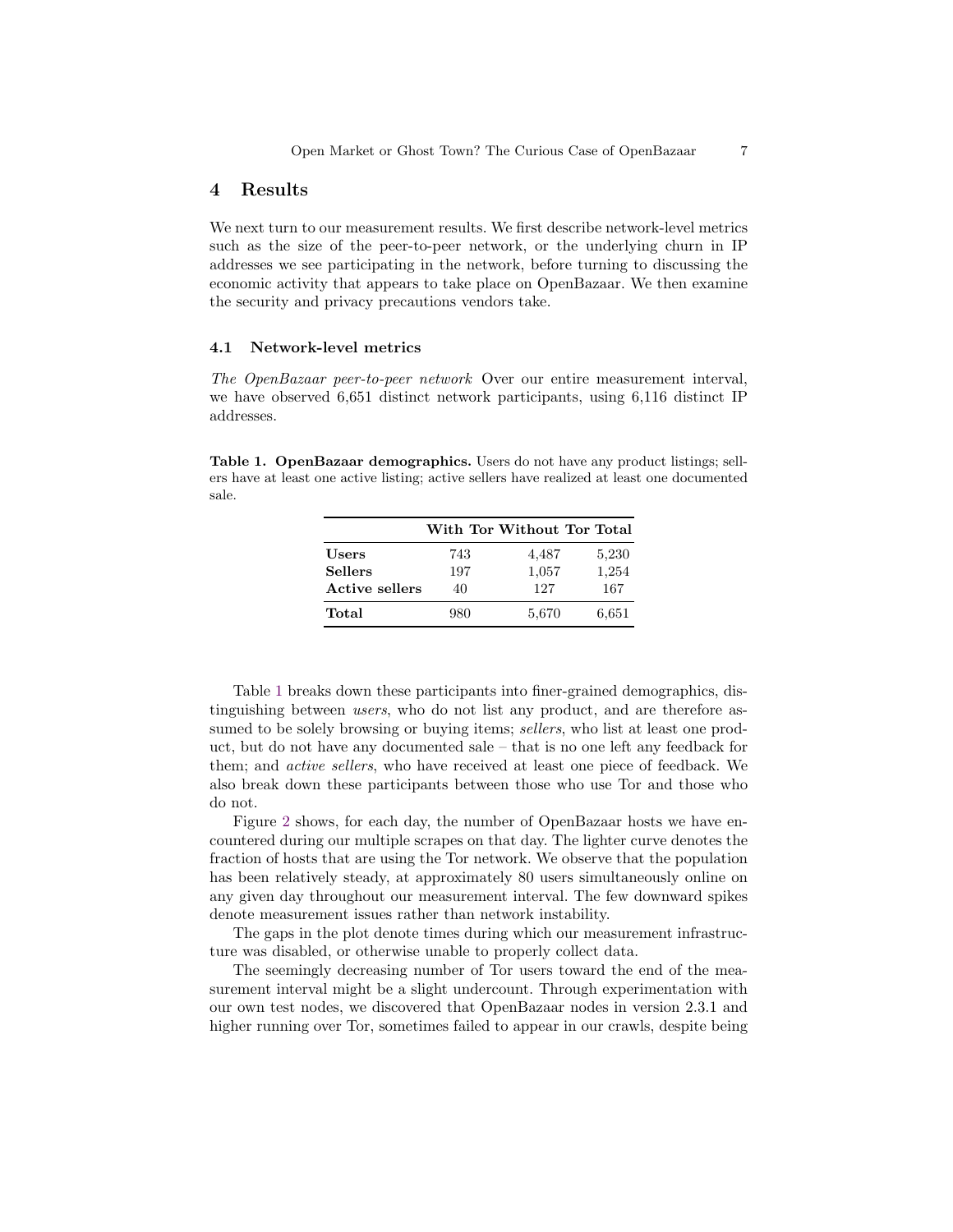## 4 Results

We next turn to our measurement results. We first describe network-level metrics such as the size of the peer-to-peer network, or the underlying churn in IP addresses we see participating in the network, before turning to discussing the economic activity that appears to take place on OpenBazaar. We then examine the security and privacy precautions vendors take.

### 4.1 Network-level metrics

*The OpenBazaar peer-to-peer network* Over our entire measurement interval, we have observed 6,651 distinct network participants, using 6,116 distinct IP addresses.

**Table 1. OpenBazaar demographics.** Users do not have any product listings; sellers have at least one active listing; active sellers have realized at least one documented sale.

| | With Tor | Without Tor | Total |
|---|---|---|---|
| **Users** | 743 | 4,487 | 5,230 |
| **Sellers** | 197 | 1,057 | 1,254 |
| **Active sellers** | 40 | 127 | 167 |
| **Total** | 980 | 5,670 | 6,651 |

Table 1 breaks down these participants into finer-grained demographics, distinguishing between *users*, who do not list any product, and are therefore assumed to be solely browsing or buying items; *sellers*, who list at least one product, but do not have any documented sale – that is no one left any feedback for them; and *active sellers*, who have received at least one piece of feedback. We also break down these participants between those who use Tor and those who do not.

Figure 2 shows, for each day, the number of OpenBazaar hosts we have encountered during our multiple scrapes on that day. The lighter curve denotes the fraction of hosts that are using the Tor network. We observe that the population has been relatively steady, at approximately 80 users simultaneously online on any given day throughout our measurement interval. The few downward spikes denote measurement issues rather than network instability.

The gaps in the plot denote times during which our measurement infrastructure was disabled, or otherwise unable to properly collect data.

The seemingly decreasing number of Tor users toward the end of the measurement interval might be a slight undercount. Through experimentation with our own test nodes, we discovered that OpenBazaar nodes in version 2.3.1 and higher running over Tor, sometimes failed to appear in our crawls, despite being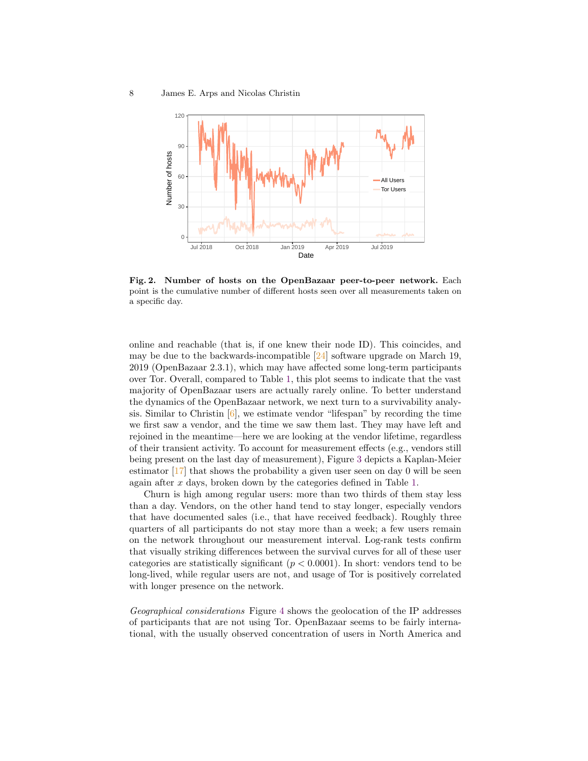**Fig. 2. Number of hosts on the OpenBazaar peer-to-peer network.** Each point is the cumulative number of different hosts seen over all measurements taken on a specific day.

online and reachable (that is, if one knew their node ID). This coincides, and may be due to the backwards-incompatible [24] software upgrade on March 19, 2019 (OpenBazaar 2.3.1), which may have affected some long-term participants over Tor. Overall, compared to Table 1, this plot seems to indicate that the vast majority of OpenBazaar users are actually rarely online. To better understand the dynamics of the OpenBazaar network, we next turn to a survivability analysis. Similar to Christin [6], we estimate vendor "lifespan" by recording the time we first saw a vendor, and the time we saw them last. They may have left and rejoined in the meantime—here we are looking at the vendor lifetime, regardless of their transient activity. To account for measurement effects (e.g., vendors still being present on the last day of measurement), Figure 3 depicts a Kaplan-Meier estimator [17] that shows the probability a given user seen on day 0 will be seen again after $x$ days, broken down by the categories defined in Table 1.

Churn is high among regular users: more than two thirds of them stay less than a day. Vendors, on the other hand tend to stay longer, especially vendors that have documented sales (i.e., that have received feedback). Roughly three quarters of all participants do not stay more than a week; a few users remain on the network throughout our measurement interval. Log-rank tests confirm that visually striking differences between the survival curves for all of these user categories are statistically significant ($p < 0.0001$). In short: vendors tend to be long-lived, while regular users are not, and usage of Tor is positively correlated with longer presence on the network.

*Geographical considerations* Figure 4 shows the geolocation of the IP addresses of participants that are not using Tor. OpenBazaar seems to be fairly international, with the usually observed concentration of users in North America and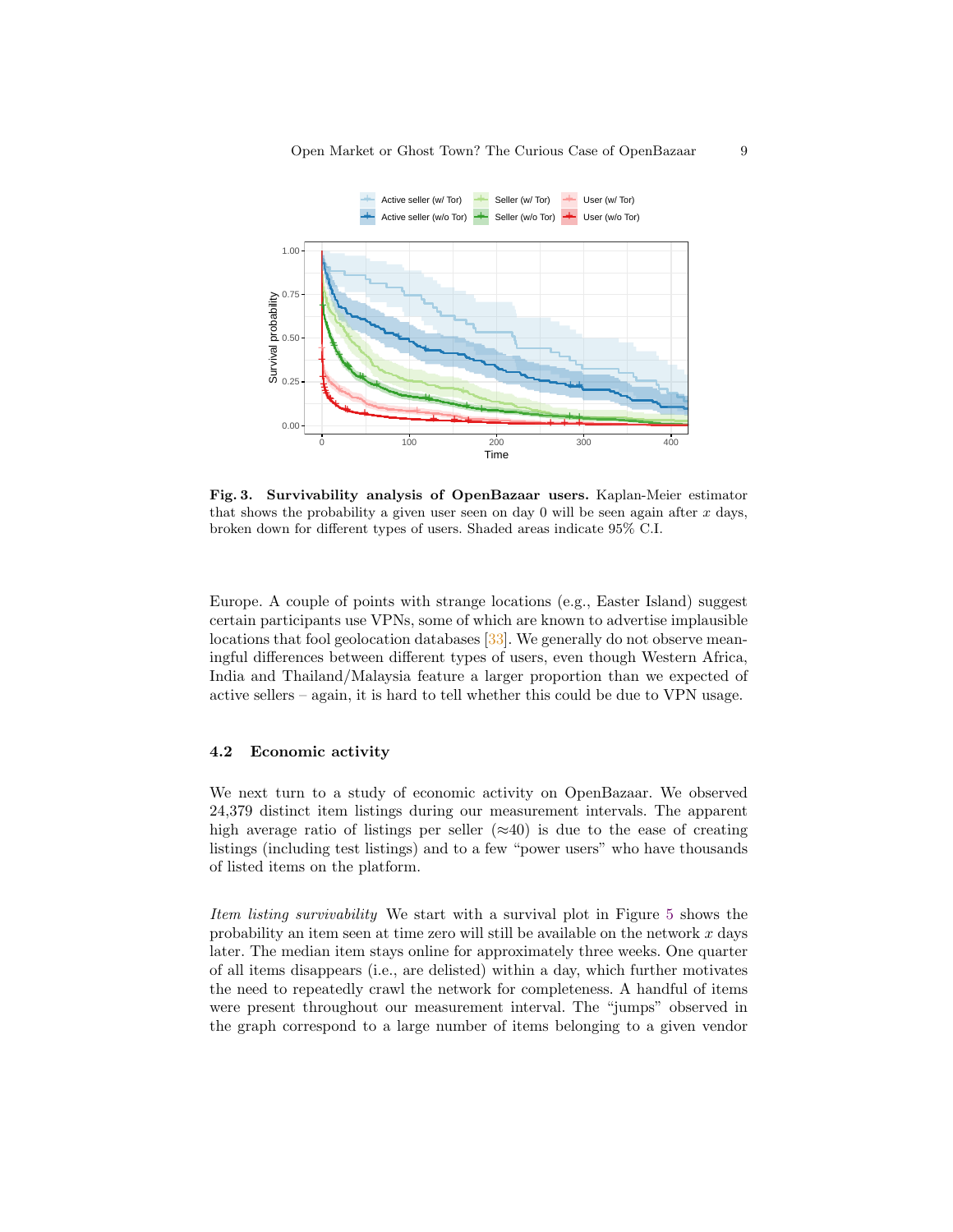**Fig. 3. Survivability analysis of OpenBazaar users.** Kaplan-Meier estimator that shows the probability a given user seen on day 0 will be seen again after $x$ days, broken down for different types of users. Shaded areas indicate 95% C.I.

Europe. A couple of points with strange locations (e.g., Easter Island) suggest certain participants use VPNs, some of which are known to advertise implausible locations that fool geolocation databases [33]. We generally do not observe meaningful differences between different types of users, even though Western Africa, India and Thailand/Malaysia feature a larger proportion than we expected of active sellers – again, it is hard to tell whether this could be due to VPN usage.

### 4.2 Economic activity

We next turn to a study of economic activity on OpenBazaar. We observed 24,379 distinct item listings during our measurement intervals. The apparent high average ratio of listings per seller (≈40) is due to the ease of creating listings (including test listings) and to a few "power users" who have thousands of listed items on the platform.

*Item listing survivability* We start with a survival plot in Figure 5 shows the probability an item seen at time zero will still be available on the network $x$ days later. The median item stays online for approximately three weeks. One quarter of all items disappears (i.e., are delisted) within a day, which further motivates the need to repeatedly crawl the network for completeness. A handful of items were present throughout our measurement interval. The "jumps" observed in the graph correspond to a large number of items belonging to a given vendor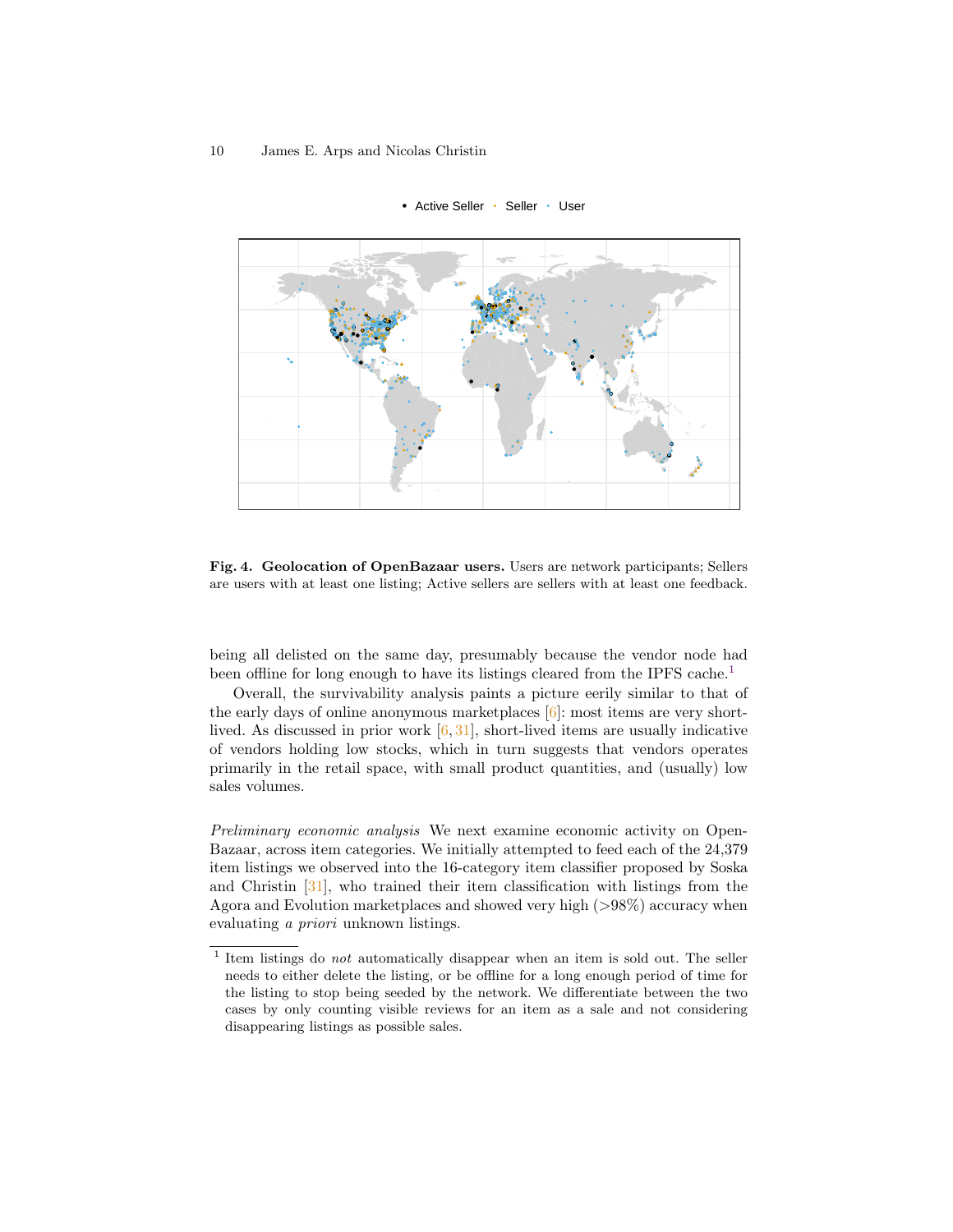**Fig. 4. Geolocation of OpenBazaar users.** Users are network participants; Sellers are users with at least one listing; Active sellers are sellers with at least one feedback.

being all delisted on the same day, presumably because the vendor node had been offline for long enough to have its listings cleared from the IPFS cache.[1]

Overall, the survivability analysis paints a picture eerily similar to that of the early days of online anonymous marketplaces [6]: most items are very short-lived. As discussed in prior work [6, 31], short-lived items are usually indicative of vendors holding low stocks, which in turn suggests that vendors operates primarily in the retail space, with small product quantities, and (usually) low sales volumes.

*Preliminary economic analysis* We next examine economic activity on OpenBazaar, across item categories. We initially attempted to feed each of the 24,379 item listings we observed into the 16-category item classifier proposed by Soska and Christin [31], who trained their item classification with listings from the Agora and Evolution marketplaces and showed very high (>98%) accuracy when evaluating *a priori* unknown listings.

[1] Item listings do *not* automatically disappear when an item is sold out. The seller needs to either delete the listing, or be offline for a long enough period of time for the listing to stop being seeded by the network. We differentiate between the two cases by only counting visible reviews for an item as a sale and not considering disappearing listings as possible sales.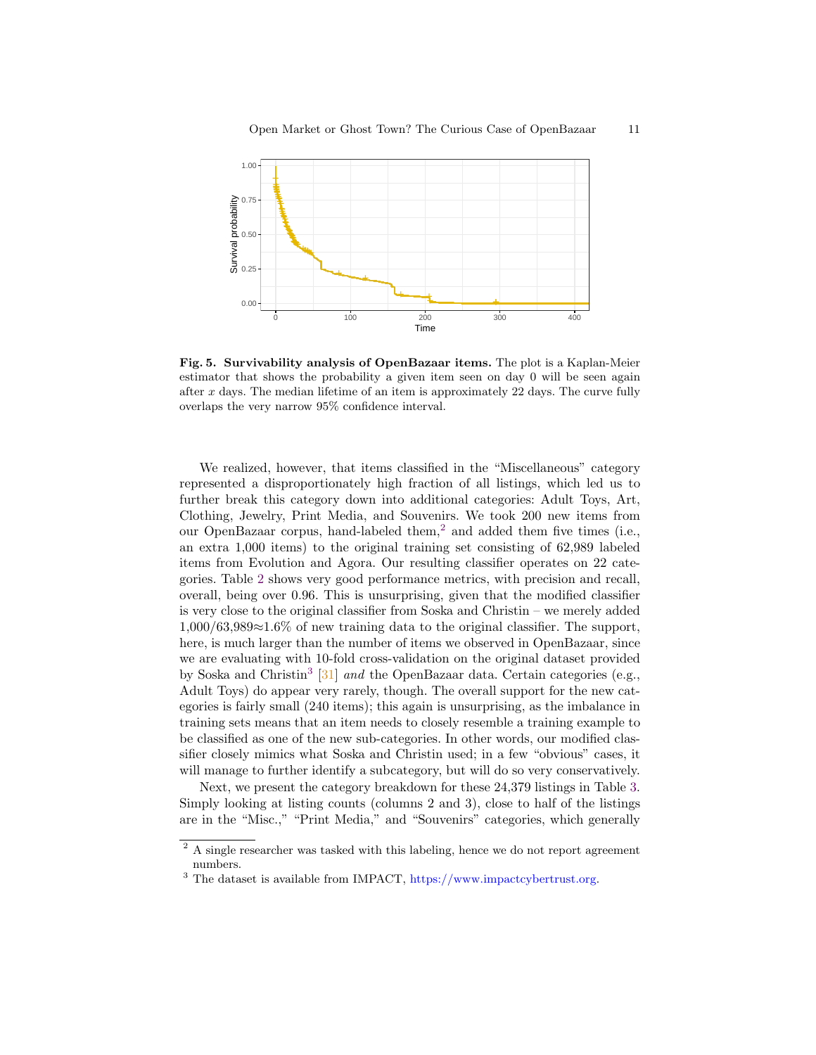**Fig. 5. Survivability analysis of OpenBazaar items.** The plot is a Kaplan-Meier estimator that shows the probability a given item seen on day 0 will be seen again after $x$ days. The median lifetime of an item is approximately 22 days. The curve fully overlaps the very narrow 95% confidence interval.

We realized, however, that items classified in the "Miscellaneous" category represented a disproportionately high fraction of all listings, which led us to further break this category down into additional categories: Adult Toys, Art, Clothing, Jewelry, Print Media, and Souvenirs. We took 200 new items from our OpenBazaar corpus, hand-labeled them,[2] and added them five times (i.e., an extra 1,000 items) to the original training set consisting of 62,989 labeled items from Evolution and Agora. Our resulting classifier operates on 22 categories. Table 2 shows very good performance metrics, with precision and recall, overall, being over 0.96. This is unsurprising, given that the modified classifier is very close to the original classifier from Soska and Christin – we merely added 1,000/63,989≈1.6% of new training data to the original classifier. The support, here, is much larger than the number of items we observed in OpenBazaar, since we are evaluating with 10-fold cross-validation on the original dataset provided by Soska and Christin[3] [31] *and* the OpenBazaar data. Certain categories (e.g., Adult Toys) do appear very rarely, though. The overall support for the new categories is fairly small (240 items); this again is unsurprising, as the imbalance in training sets means that an item needs to closely resemble a training example to be classified as one of the new sub-categories. In other words, our modified classifier closely mimics what Soska and Christin used; in a few "obvious" cases, it will manage to further identify a subcategory, but will do so very conservatively.

Next, we present the category breakdown for these 24,379 listings in Table 3. Simply looking at listing counts (columns 2 and 3), close to half of the listings are in the "Misc.," "Print Media," and "Souvenirs" categories, which generally

---

[2] A single researcher was tasked with this labeling, hence we do not report agreement numbers.

[3] The dataset is available from IMPACT, https://www.impactcybertrust.org.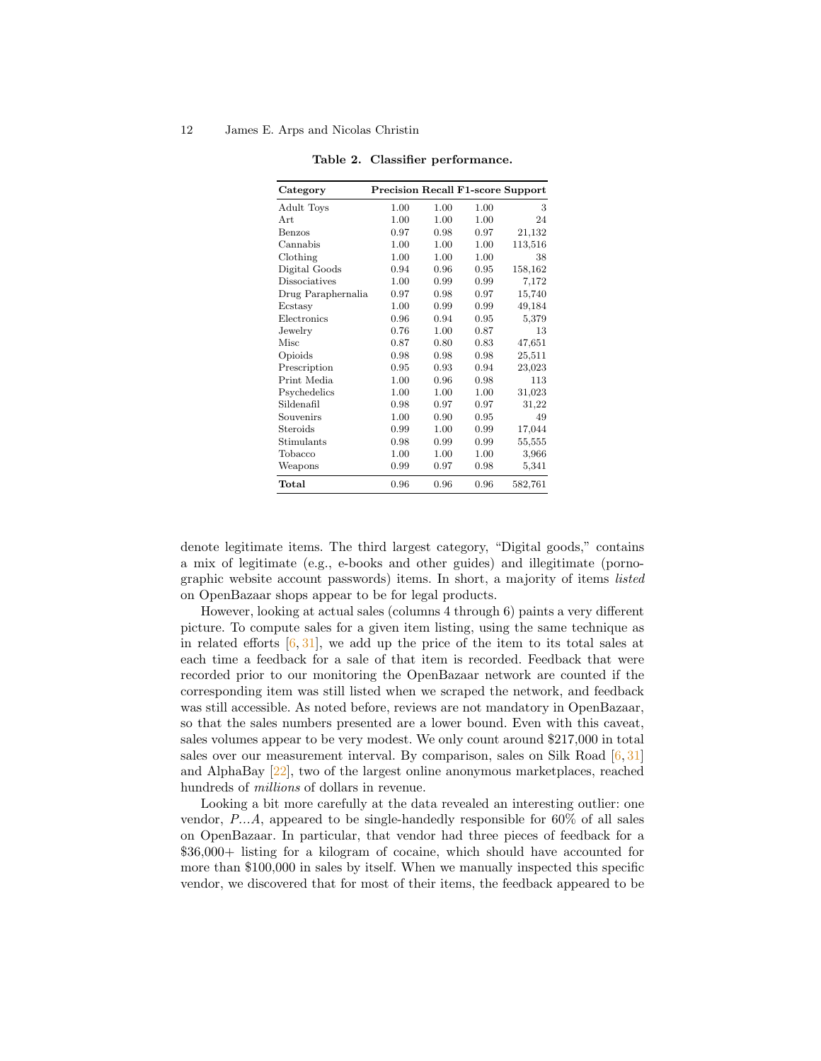**Table 2. Classifier performance.**

| Category | Precision | Recall | F1-score | Support |
|---|---|---|---|---|
| Adult Toys | 1.00 | 1.00 | 1.00 | 3 |
| Art | 1.00 | 1.00 | 1.00 | 24 |
| Benzos | 0.97 | 0.98 | 0.97 | 21,132 |
| Cannabis | 1.00 | 1.00 | 1.00 | 113,516 |
| Clothing | 1.00 | 1.00 | 1.00 | 38 |
| Digital Goods | 0.94 | 0.96 | 0.95 | 158,162 |
| Dissociatives | 1.00 | 0.99 | 0.99 | 7,172 |
| Drug Paraphernalia | 0.97 | 0.98 | 0.97 | 15,740 |
| Ecstasy | 1.00 | 0.99 | 0.99 | 49,184 |
| Electronics | 0.96 | 0.94 | 0.95 | 5,379 |
| Jewelry | 0.76 | 1.00 | 0.87 | 13 |
| Misc | 0.87 | 0.80 | 0.83 | 47,651 |
| Opioids | 0.98 | 0.98 | 0.98 | 25,511 |
| Prescription | 0.95 | 0.93 | 0.94 | 23,023 |
| Print Media | 1.00 | 0.96 | 0.98 | 113 |
| Psychedelics | 1.00 | 1.00 | 1.00 | 31,023 |
| Sildenafil | 0.98 | 0.97 | 0.97 | 31,22 |
| Souvenirs | 1.00 | 0.90 | 0.95 | 49 |
| Steroids | 0.99 | 1.00 | 0.99 | 17,044 |
| Stimulants | 0.98 | 0.99 | 0.99 | 55,555 |
| Tobacco | 1.00 | 1.00 | 1.00 | 3,966 |
| Weapons | 0.99 | 0.97 | 0.98 | 5,341 |
| **Total** | 0.96 | 0.96 | 0.96 | 582,761 |

denote legitimate items. The third largest category, "Digital goods," contains a mix of legitimate (e.g., e-books and other guides) and illegitimate (pornographic website account passwords) items. In short, a majority of items *listed* on OpenBazaar shops appear to be for legal products.

However, looking at actual sales (columns 4 through 6) paints a very different picture. To compute sales for a given item listing, using the same technique as in related efforts [6, 31], we add up the price of the item to its total sales at each time a feedback for a sale of that item is recorded. Feedback that were recorded prior to our monitoring the OpenBazaar network are counted if the corresponding item was still listed when we scraped the network, and feedback was still accessible. As noted before, reviews are not mandatory in OpenBazaar, so that the sales numbers presented are a lower bound. Even with this caveat, sales volumes appear to be very modest. We only count around $217,000 in total sales over our measurement interval. By comparison, sales on Silk Road [6, 31] and AlphaBay [22], two of the largest online anonymous marketplaces, reached hundreds of *millions* of dollars in revenue.

Looking a bit more carefully at the data revealed an interesting outlier: one vendor, *P...A*, appeared to be single-handedly responsible for 60% of all sales on OpenBazaar. In particular, that vendor had three pieces of feedback for a $36,000+ listing for a kilogram of cocaine, which should have accounted for more than $100,000 in sales by itself. When we manually inspected this specific vendor, we discovered that for most of their items, the feedback appeared to be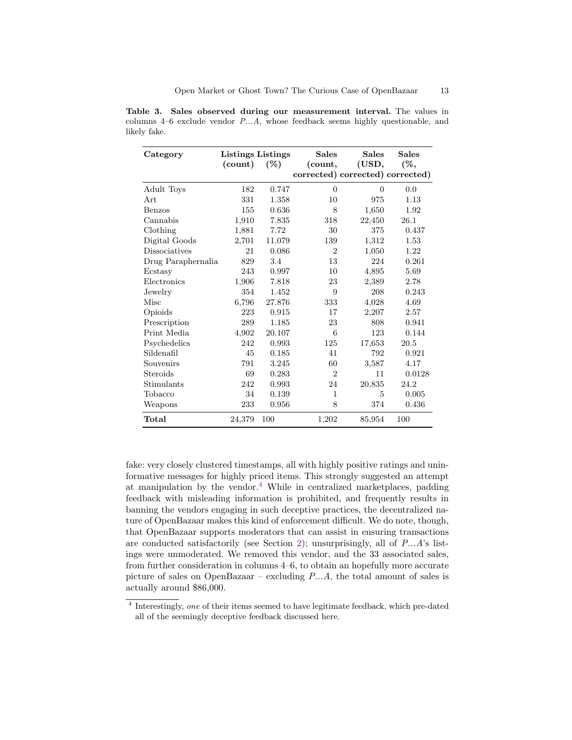**Table 3. Sales observed during our measurement interval.** The values in columns 4–6 exclude vendor *P...A*, whose feedback seems highly questionable, and likely fake.

| Category | Listings (count) | Listings (%) | Sales (count, corrected) | Sales (USD, corrected) | Sales (%, corrected) |
|---|---|---|---|---|---|
| Adult Toys | 182 | 0.747 | 0 | 0 | 0.0 |
| Art | 331 | 1.358 | 10 | 975 | 1.13 |
| Benzos | 155 | 0.636 | 8 | 1,650 | 1.92 |
| Cannabis | 1,910 | 7.835 | 318 | 22,450 | 26.1 |
| Clothing | 1,881 | 7.72 | 30 | 375 | 0.437 |
| Digital Goods | 2,701 | 11.079 | 139 | 1,312 | 1.53 |
| Dissociatives | 21 | 0.086 | 2 | 1,050 | 1.22 |
| Drug Paraphernalia | 829 | 3.4 | 13 | 224 | 0.261 |
| Ecstasy | 243 | 0.997 | 10 | 4,895 | 5.69 |
| Electronics | 1,906 | 7.818 | 23 | 2,389 | 2.78 |
| Jewelry | 354 | 1.452 | 9 | 208 | 0.243 |
| Misc | 6,796 | 27.876 | 333 | 4,028 | 4.69 |
| Opioids | 223 | 0.915 | 17 | 2,207 | 2.57 |
| Prescription | 289 | 1.185 | 23 | 808 | 0.941 |
| Print Media | 4,902 | 20.107 | 6 | 123 | 0.144 |
| Psychedelics | 242 | 0.993 | 125 | 17,653 | 20.5 |
| Sildenafil | 45 | 0.185 | 41 | 792 | 0.921 |
| Souvenirs | 791 | 3.245 | 60 | 3,587 | 4.17 |
| Steroids | 69 | 0.283 | 2 | 11 | 0.0128 |
| Stimulants | 242 | 0.993 | 24 | 20,835 | 24.2 |
| Tobacco | 34 | 0.139 | 1 | 5 | 0.005 |
| Weapons | 233 | 0.956 | 8 | 374 | 0.436 |
| **Total** | 24,379 | 100 | 1,202 | 85,954 | 100 |

fake: very closely clustered timestamps, all with highly positive ratings and uninformative messages for highly priced items. This strongly suggested an attempt at manipulation by the vendor.[4] While in centralized marketplaces, padding feedback with misleading information is prohibited, and frequently results in banning the vendors engaging in such deceptive practices, the decentralized nature of OpenBazaar makes this kind of enforcement difficult. We do note, though, that OpenBazaar supports moderators that can assist in ensuring transactions are conducted satisfactorily (see Section 2); unsurprisingly, all of *P...A*'s listings were unmoderated. We removed this vendor, and the 33 associated sales, from further consideration in columns 4–6, to obtain an hopefully more accurate picture of sales on OpenBazaar – excluding *P...A*, the total amount of sales is actually around $86,000.

[4] Interestingly, *one* of their items seemed to have legitimate feedback, which pre-dated all of the seemingly deceptive feedback discussed here.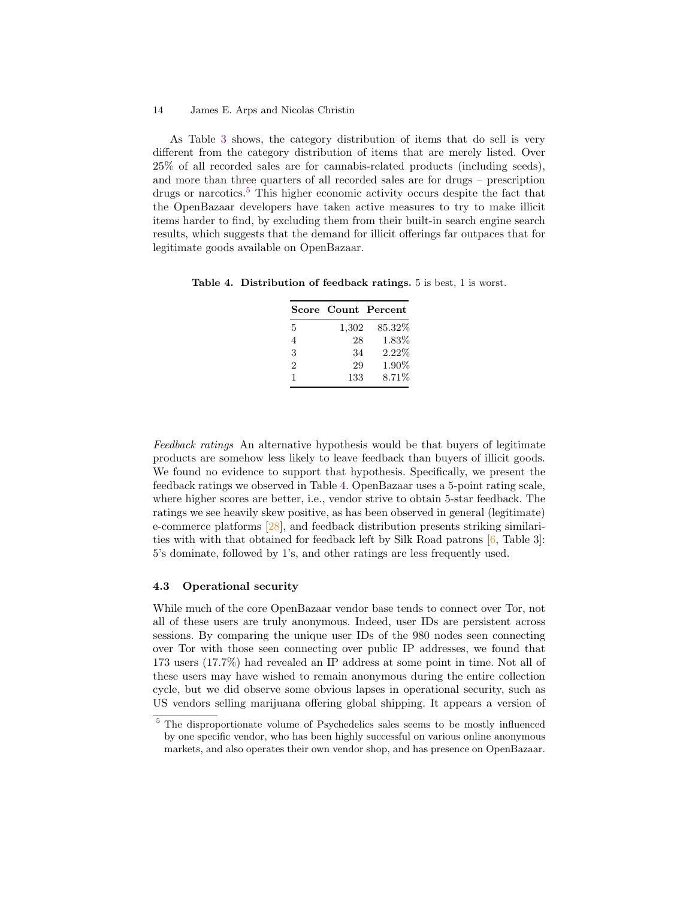As Table 3 shows, the category distribution of items that do sell is very different from the category distribution of items that are merely listed. Over 25% of all recorded sales are for cannabis-related products (including seeds), and more than three quarters of all recorded sales are for drugs – prescription drugs or narcotics.[5] This higher economic activity occurs despite the fact that the OpenBazaar developers have taken active measures to try to make illicit items harder to find, by excluding them from their built-in search engine search results, which suggests that the demand for illicit offerings far outpaces that for legitimate goods available on OpenBazaar.

**Table 4. Distribution of feedback ratings.** 5 is best, 1 is worst.

| Score | Count | Percent |
|---|---|---|
| 5 | 1,302 | 85.32% |
| 4 | 28 | 1.83% |
| 3 | 34 | 2.22% |
| 2 | 29 | 1.90% |
| 1 | 133 | 8.71% |

*Feedback ratings* An alternative hypothesis would be that buyers of legitimate products are somehow less likely to leave feedback than buyers of illicit goods. We found no evidence to support that hypothesis. Specifically, we present the feedback ratings we observed in Table 4. OpenBazaar uses a 5-point rating scale, where higher scores are better, i.e., vendor strive to obtain 5-star feedback. The ratings we see heavily skew positive, as has been observed in general (legitimate) e-commerce platforms [28], and feedback distribution presents striking similarities with with that obtained for feedback left by Silk Road patrons [6, Table 3]: 5's dominate, followed by 1's, and other ratings are less frequently used.

### 4.3 Operational security

While much of the core OpenBazaar vendor base tends to connect over Tor, not all of these users are truly anonymous. Indeed, user IDs are persistent across sessions. By comparing the unique user IDs of the 980 nodes seen connecting over Tor with those seen connecting over public IP addresses, we found that 173 users (17.7%) had revealed an IP address at some point in time. Not all of these users may have wished to remain anonymous during the entire collection cycle, but we did observe some obvious lapses in operational security, such as US vendors selling marijuana offering global shipping. It appears a version of

[5] The disproportionate volume of Psychedelics sales seems to be mostly influenced by one specific vendor, who has been highly successful on various online anonymous markets, and also operates their own vendor shop, and has presence on OpenBazaar.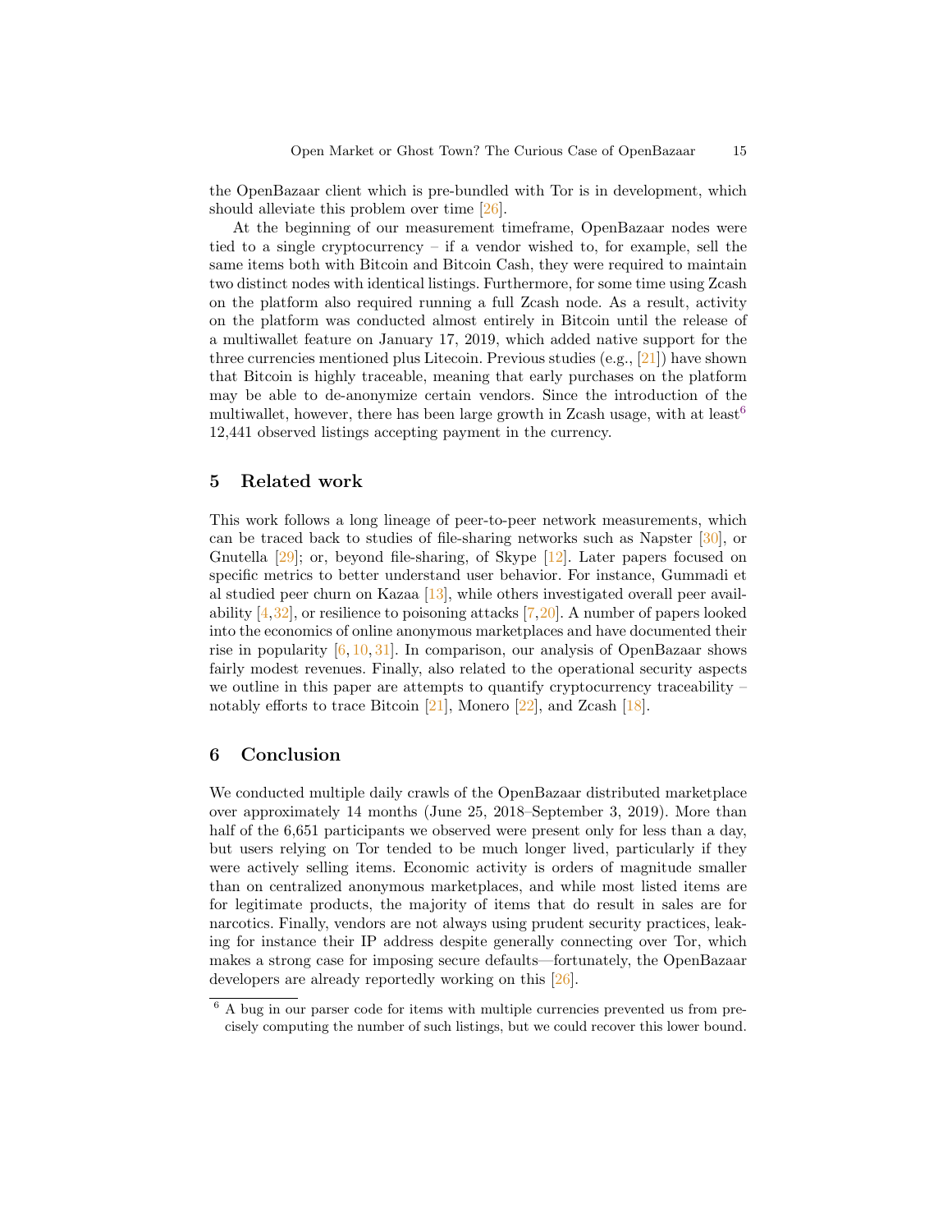the OpenBazaar client which is pre-bundled with Tor is in development, which should alleviate this problem over time [26].

At the beginning of our measurement timeframe, OpenBazaar nodes were tied to a single cryptocurrency – if a vendor wished to, for example, sell the same items both with Bitcoin and Bitcoin Cash, they were required to maintain two distinct nodes with identical listings. Furthermore, for some time using Zcash on the platform also required running a full Zcash node. As a result, activity on the platform was conducted almost entirely in Bitcoin until the release of a multiwallet feature on January 17, 2019, which added native support for the three currencies mentioned plus Litecoin. Previous studies (e.g., [21]) have shown that Bitcoin is highly traceable, meaning that early purchases on the platform may be able to de-anonymize certain vendors. Since the introduction of the multiwallet, however, there has been large growth in Zcash usage, with at least[6] 12,441 observed listings accepting payment in the currency.

## 5 Related work

This work follows a long lineage of peer-to-peer network measurements, which can be traced back to studies of file-sharing networks such as Napster [30], or Gnutella [29]; or, beyond file-sharing, of Skype [12]. Later papers focused on specific metrics to better understand user behavior. For instance, Gummadi et al studied peer churn on Kazaa [13], while others investigated overall peer availability [4,32], or resilience to poisoning attacks [7,20]. A number of papers looked into the economics of online anonymous marketplaces and have documented their rise in popularity [6, 10, 31]. In comparison, our analysis of OpenBazaar shows fairly modest revenues. Finally, also related to the operational security aspects we outline in this paper are attempts to quantify cryptocurrency traceability – notably efforts to trace Bitcoin [21], Monero [22], and Zcash [18].

## 6 Conclusion

We conducted multiple daily crawls of the OpenBazaar distributed marketplace over approximately 14 months (June 25, 2018–September 3, 2019). More than half of the 6,651 participants we observed were present only for less than a day, but users relying on Tor tended to be much longer lived, particularly if they were actively selling items. Economic activity is orders of magnitude smaller than on centralized anonymous marketplaces, and while most listed items are for legitimate products, the majority of items that do result in sales are for narcotics. Finally, vendors are not always using prudent security practices, leaking for instance their IP address despite generally connecting over Tor, which makes a strong case for imposing secure defaults—fortunately, the OpenBazaar developers are already reportedly working on this [26].

[6] A bug in our parser code for items with multiple currencies prevented us from precisely computing the number of such listings, but we could recover this lower bound.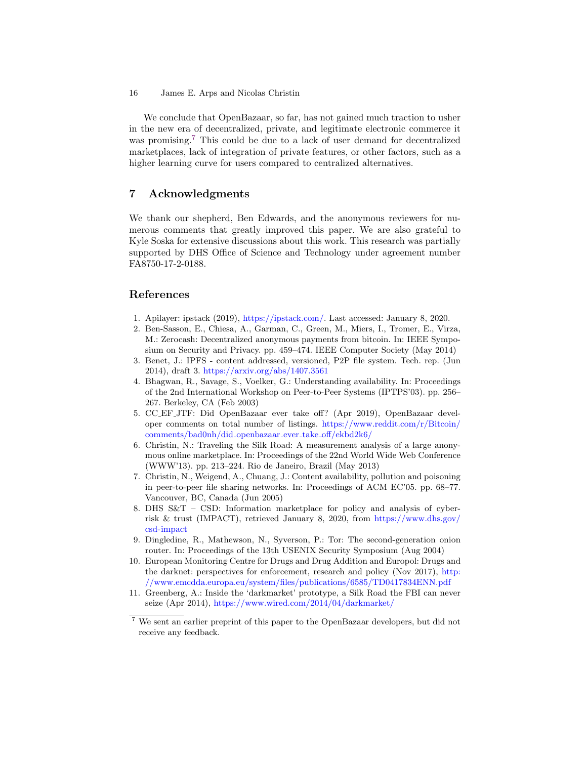We conclude that OpenBazaar, so far, has not gained much traction to usher in the new era of decentralized, private, and legitimate electronic commerce it was promising.[7] This could be due to a lack of user demand for decentralized marketplaces, lack of integration of private features, or other factors, such as a higher learning curve for users compared to centralized alternatives.

## 7 Acknowledgments

We thank our shepherd, Ben Edwards, and the anonymous reviewers for numerous comments that greatly improved this paper. We are also grateful to Kyle Soska for extensive discussions about this work. This research was partially supported by DHS Office of Science and Technology under agreement number FA8750-17-2-0188.

## References

1. Apilayer: ipstack (2019), https://ipstack.com/. Last accessed: January 8, 2020.
2. Ben-Sasson, E., Chiesa, A., Garman, C., Green, M., Miers, I., Tromer, E., Virza, M.: Zerocash: Decentralized anonymous payments from bitcoin. In: IEEE Symposium on Security and Privacy. pp. 459–474. IEEE Computer Society (May 2014)
3. Benet, J.: IPFS - content addressed, versioned, P2P file system. Tech. rep. (Jun 2014), draft 3. https://arxiv.org/abs/1407.3561
4. Bhagwan, R., Savage, S., Voelker, G.: Understanding availability. In: Proceedings of the 2nd International Workshop on Peer-to-Peer Systems (IPTPS'03). pp. 256–267. Berkeley, CA (Feb 2003)
5. CC_EF_JTF: Did OpenBazaar ever take off? (Apr 2019), OpenBazaar developer comments on total number of listings. https://www.reddit.com/r/Bitcoin/comments/bad0nh/did_openbazaar_ever_take_off/ekbd2k6/
6. Christin, N.: Traveling the Silk Road: A measurement analysis of a large anonymous online marketplace. In: Proceedings of the 22nd World Wide Web Conference (WWW'13). pp. 213–224. Rio de Janeiro, Brazil (May 2013)
7. Christin, N., Weigend, A., Chuang, J.: Content availability, pollution and poisoning in peer-to-peer file sharing networks. In: Proceedings of ACM EC'05. pp. 68–77. Vancouver, BC, Canada (Jun 2005)
8. DHS S&T – CSD: Information marketplace for policy and analysis of cyber-risk & trust (IMPACT), retrieved January 8, 2020, from https://www.dhs.gov/csd-impact
9. Dingledine, R., Mathewson, N., Syverson, P.: Tor: The second-generation onion router. In: Proceedings of the 13th USENIX Security Symposium (Aug 2004)
10. European Monitoring Centre for Drugs and Drug Addition and Europol: Drugs and the darknet: perspectives for enforcement, research and policy (Nov 2017), http://www.emcdda.europa.eu/system/files/publications/6585/TD0417834ENN.pdf
11. Greenberg, A.: Inside the 'darkmarket' prototype, a Silk Road the FBI can never seize (Apr 2014), https://www.wired.com/2014/04/darkmarket/

[7] We sent an earlier preprint of this paper to the OpenBazaar developers, but did not receive any feedback.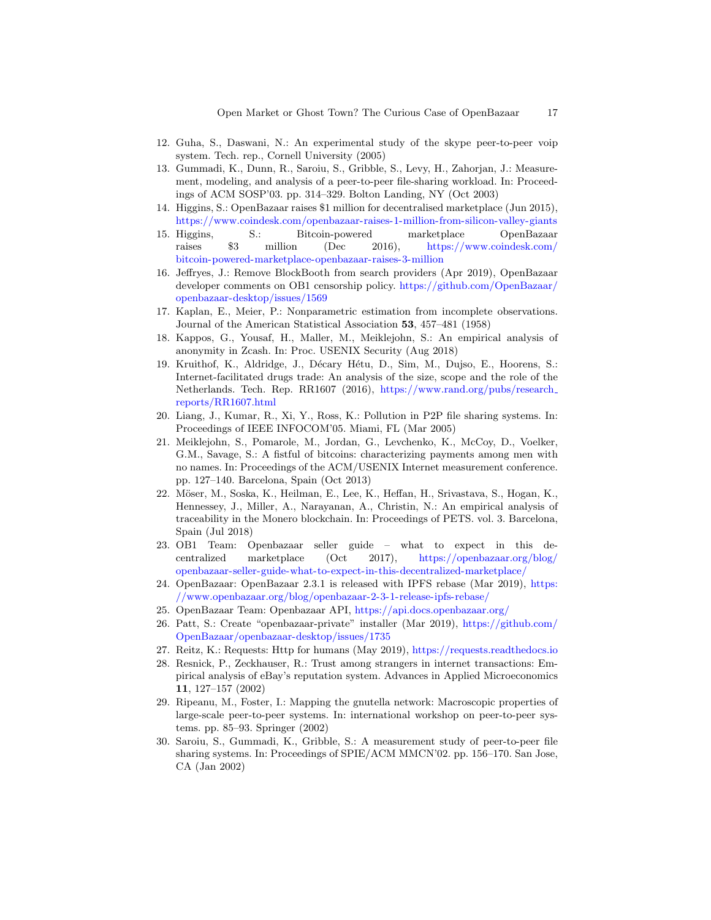12. Guha, S., Daswani, N.: An experimental study of the skype peer-to-peer voip system. Tech. rep., Cornell University (2005)
13. Gummadi, K., Dunn, R., Saroiu, S., Gribble, S., Levy, H., Zahorjan, J.: Measurement, modeling, and analysis of a peer-to-peer file-sharing workload. In: Proceedings of ACM SOSP'03. pp. 314–329. Bolton Landing, NY (Oct 2003)
14. Higgins, S.: OpenBazaar raises $1 million for decentralised marketplace (Jun 2015), https://www.coindesk.com/openbazaar-raises-1-million-from-silicon-valley-giants
15. Higgins, S.: Bitcoin-powered marketplace OpenBazaar raises $3 million (Dec 2016), https://www.coindesk.com/bitcoin-powered-marketplace-openbazaar-raises-3-million
16. Jeffryes, J.: Remove BlockBooth from search providers (Apr 2019), OpenBazaar developer comments on OB1 censorship policy. https://github.com/OpenBazaar/openbazaar-desktop/issues/1569
17. Kaplan, E., Meier, P.: Nonparametric estimation from incomplete observations. Journal of the American Statistical Association **53**, 457–481 (1958)
18. Kappos, G., Yousaf, H., Maller, M., Meiklejohn, S.: An empirical analysis of anonymity in Zcash. In: Proc. USENIX Security (Aug 2018)
19. Kruithof, K., Aldridge, J., Décary Hétu, D., Sim, M., Dujso, E., Hoorens, S.: Internet-facilitated drugs trade: An analysis of the size, scope and the role of the Netherlands. Tech. Rep. RR1607 (2016), https://www.rand.org/pubs/research_reports/RR1607.html
20. Liang, J., Kumar, R., Xi, Y., Ross, K.: Pollution in P2P file sharing systems. In: Proceedings of IEEE INFOCOM'05. Miami, FL (Mar 2005)
21. Meiklejohn, S., Pomarole, M., Jordan, G., Levchenko, K., McCoy, D., Voelker, G.M., Savage, S.: A fistful of bitcoins: characterizing payments among men with no names. In: Proceedings of the ACM/USENIX Internet measurement conference. pp. 127–140. Barcelona, Spain (Oct 2013)
22. Möser, M., Soska, K., Heilman, E., Lee, K., Heffan, H., Srivastava, S., Hogan, K., Hennessey, J., Miller, A., Narayanan, A., Christin, N.: An empirical analysis of traceability in the Monero blockchain. In: Proceedings of PETS. vol. 3. Barcelona, Spain (Jul 2018)
23. OB1 Team: Openbazaar seller guide – what to expect in this decentralized marketplace (Oct 2017), https://openbazaar.org/blog/openbazaar-seller-guide-what-to-expect-in-this-decentralized-marketplace/
24. OpenBazaar: OpenBazaar 2.3.1 is released with IPFS rebase (Mar 2019), https://www.openbazaar.org/blog/openbazaar-2-3-1-release-ipfs-rebase/
25. OpenBazaar Team: Openbazaar API, https://api.docs.openbazaar.org/
26. Patt, S.: Create "openbazaar-private" installer (Mar 2019), https://github.com/OpenBazaar/openbazaar-desktop/issues/1735
27. Reitz, K.: Requests: Http for humans (May 2019), https://requests.readthedocs.io
28. Resnick, P., Zeckhauser, R.: Trust among strangers in internet transactions: Empirical analysis of eBay's reputation system. Advances in Applied Microeconomics **11**, 127–157 (2002)
29. Ripeanu, M., Foster, I.: Mapping the gnutella network: Macroscopic properties of large-scale peer-to-peer systems. In: international workshop on peer-to-peer systems. pp. 85–93. Springer (2002)
30. Saroiu, S., Gummadi, K., Gribble, S.: A measurement study of peer-to-peer file sharing systems. In: Proceedings of SPIE/ACM MMCN'02. pp. 156–170. San Jose, CA (Jan 2002)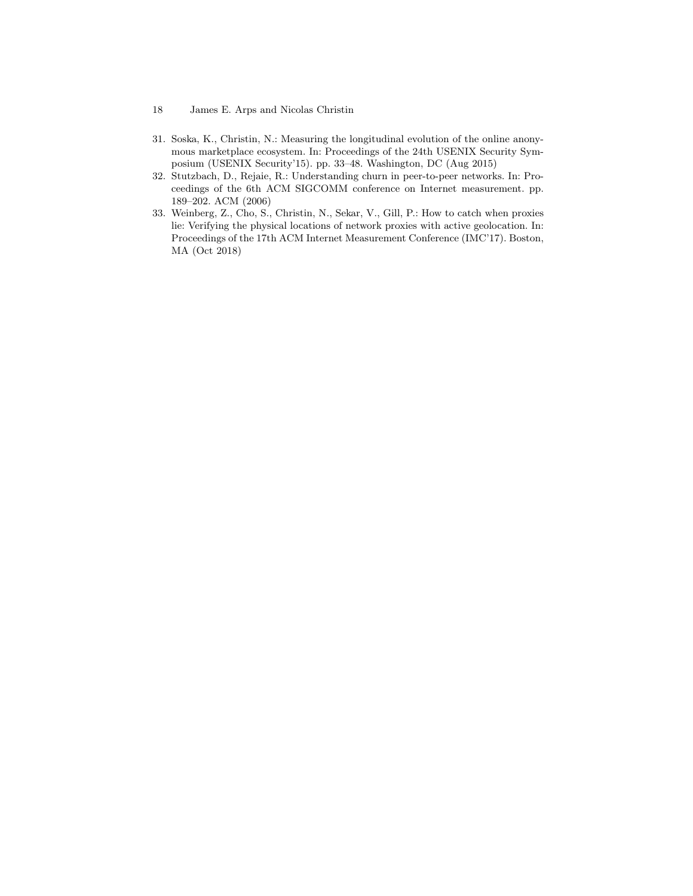31. Soska, K., Christin, N.: Measuring the longitudinal evolution of the online anonymous marketplace ecosystem. In: Proceedings of the 24th USENIX Security Symposium (USENIX Security'15). pp. 33–48. Washington, DC (Aug 2015)
32. Stutzbach, D., Rejaie, R.: Understanding churn in peer-to-peer networks. In: Proceedings of the 6th ACM SIGCOMM conference on Internet measurement. pp. 189–202. ACM (2006)
33. Weinberg, Z., Cho, S., Christin, N., Sekar, V., Gill, P.: How to catch when proxies lie: Verifying the physical locations of network proxies with active geolocation. In: Proceedings of the 17th ACM Internet Measurement Conference (IMC'17). Boston, MA (Oct 2018)